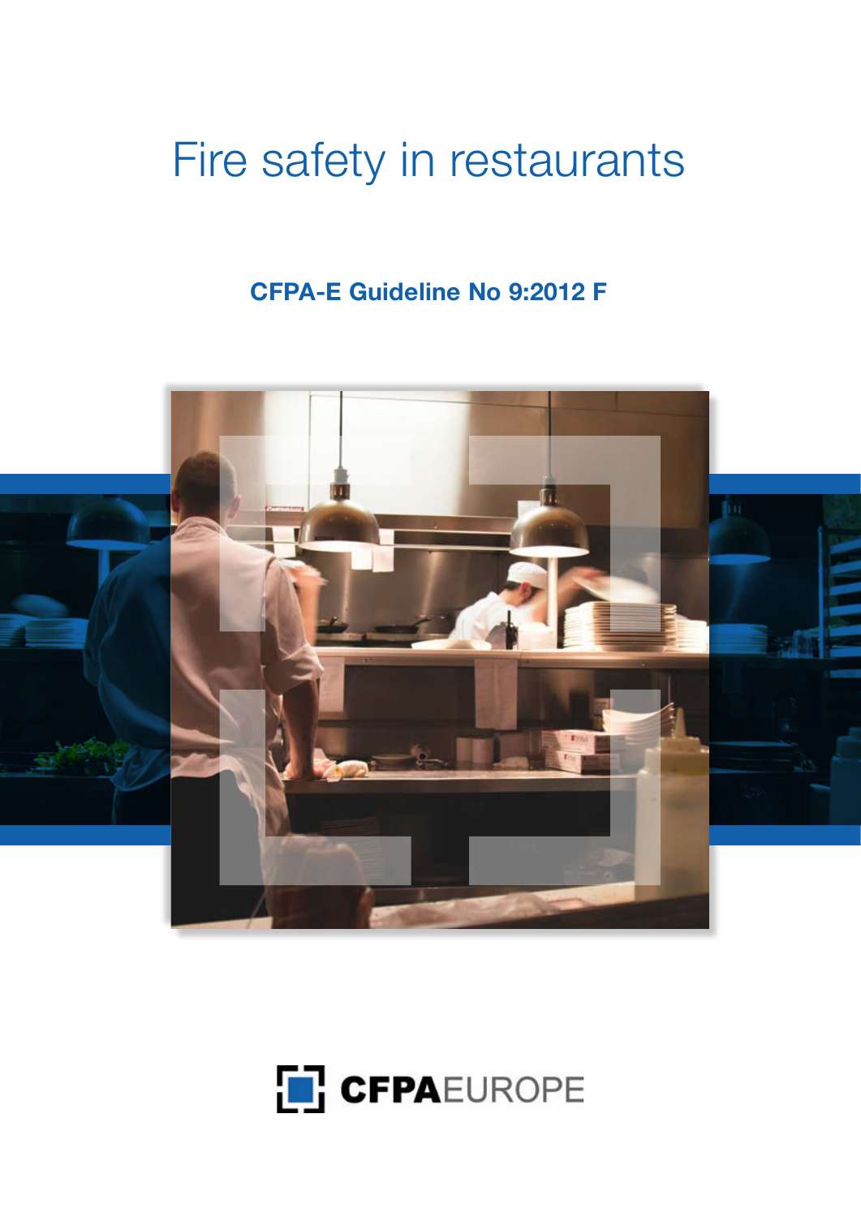# Fire safety in restaurants

**CFPA-E Guideline No 9:2012 F**

CFPAEUROPE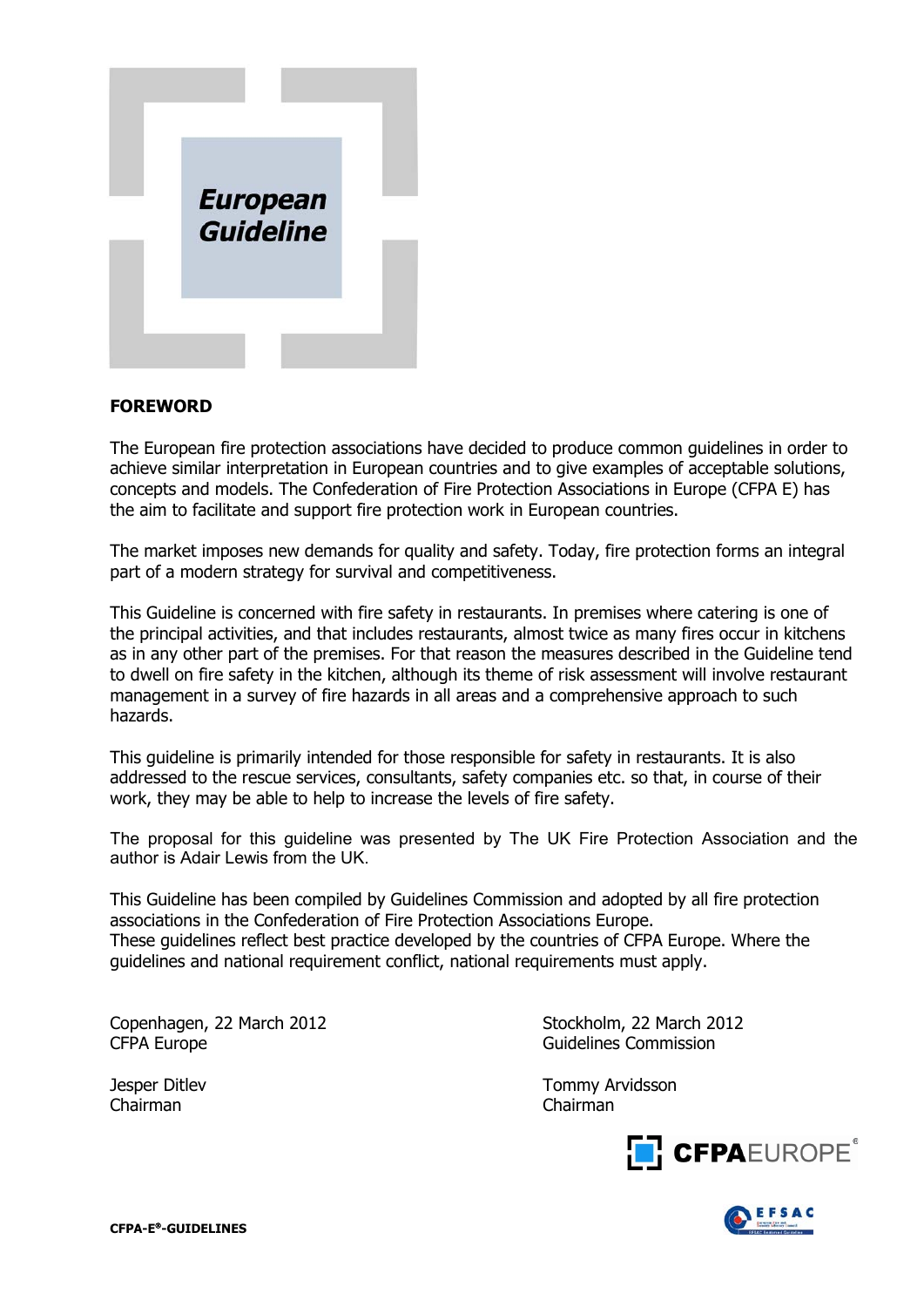# European Guideline

## FOREWORD

The European fire protection associations have decided to produce common guidelines in order to achieve similar interpretation in European countries and to give examples of acceptable solutions, concepts and models. The Confederation of Fire Protection Associations in Europe (CFPA E) has the aim to facilitate and support fire protection work in European countries.

The market imposes new demands for quality and safety. Today, fire protection forms an integral part of a modern strategy for survival and competitiveness.

This Guideline is concerned with fire safety in restaurants. In premises where catering is one of the principal activities, and that includes restaurants, almost twice as many fires occur in kitchens as in any other part of the premises. For that reason the measures described in the Guideline tend to dwell on fire safety in the kitchen, although its theme of risk assessment will involve restaurant management in a survey of fire hazards in all areas and a comprehensive approach to such hazards.

This guideline is primarily intended for those responsible for safety in restaurants. It is also addressed to the rescue services, consultants, safety companies etc. so that, in course of their work, they may be able to help to increase the levels of fire safety.

The proposal for this guideline was presented by The UK Fire Protection Association and the author is Adair Lewis from the UK.

This Guideline has been compiled by Guidelines Commission and adopted by all fire protection associations in the Confederation of Fire Protection Associations Europe.
These guidelines reflect best practice developed by the countries of CFPA Europe. Where the guidelines and national requirement conflict, national requirements must apply.

Copenhagen, 22 March 2012
CFPA Europe

Jesper Ditlev
Chairman

Stockholm, 22 March 2012
Guidelines Commission

Tommy Arvidsson
Chairman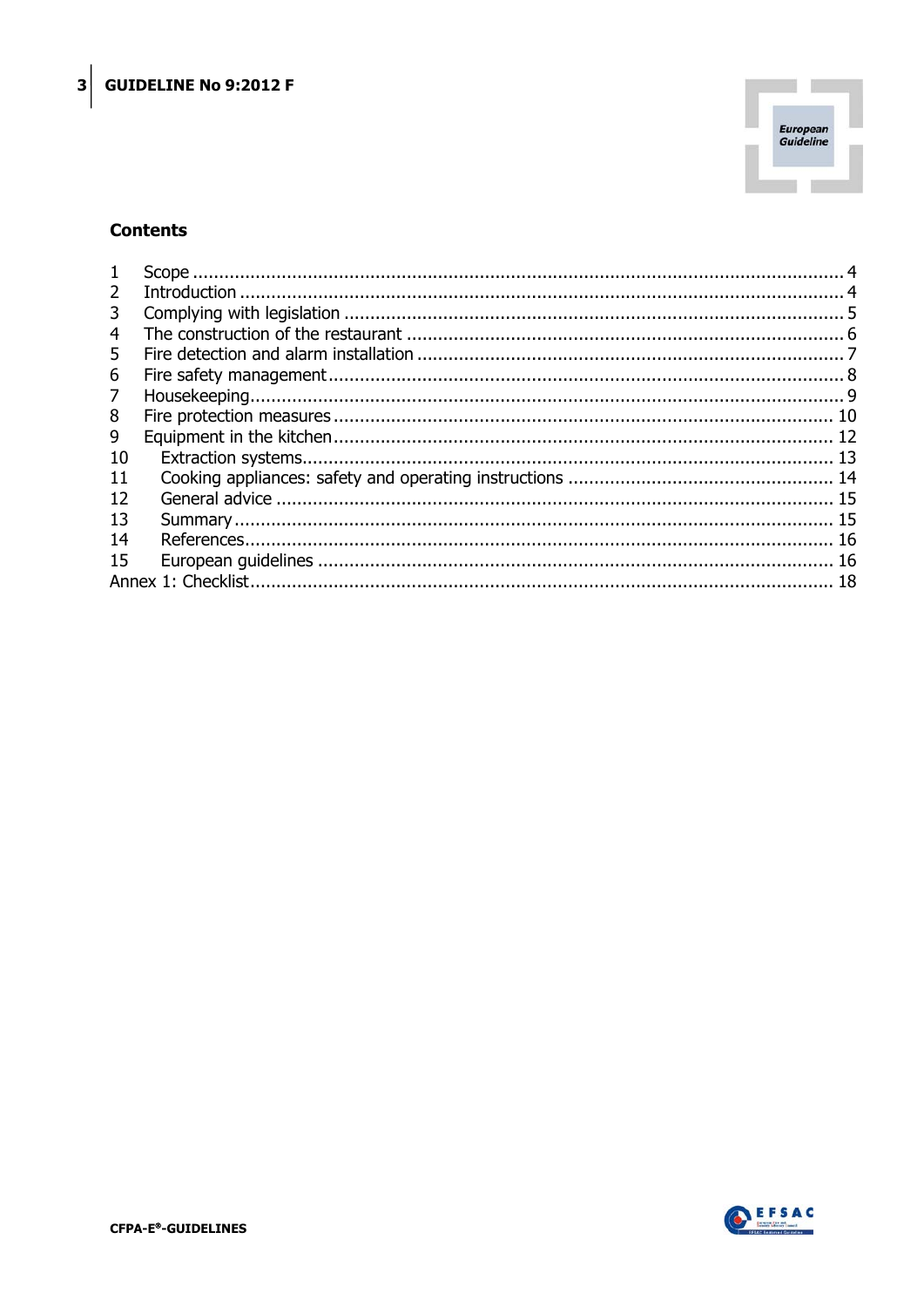## Contents

1 Scope ..... 4
2 Introduction ..... 4
3 Complying with legislation ..... 5
4 The construction of the restaurant ..... 6
5 Fire detection and alarm installation ..... 7
6 Fire safety management ..... 8
7 Housekeeping ..... 9
8 Fire protection measures ..... 10
9 Equipment in the kitchen ..... 12
10 Extraction systems ..... 13
11 Cooking appliances: safety and operating instructions ..... 14
12 General advice ..... 15
13 Summary ..... 15
14 References ..... 16
15 European guidelines ..... 16
Annex 1: Checklist ..... 18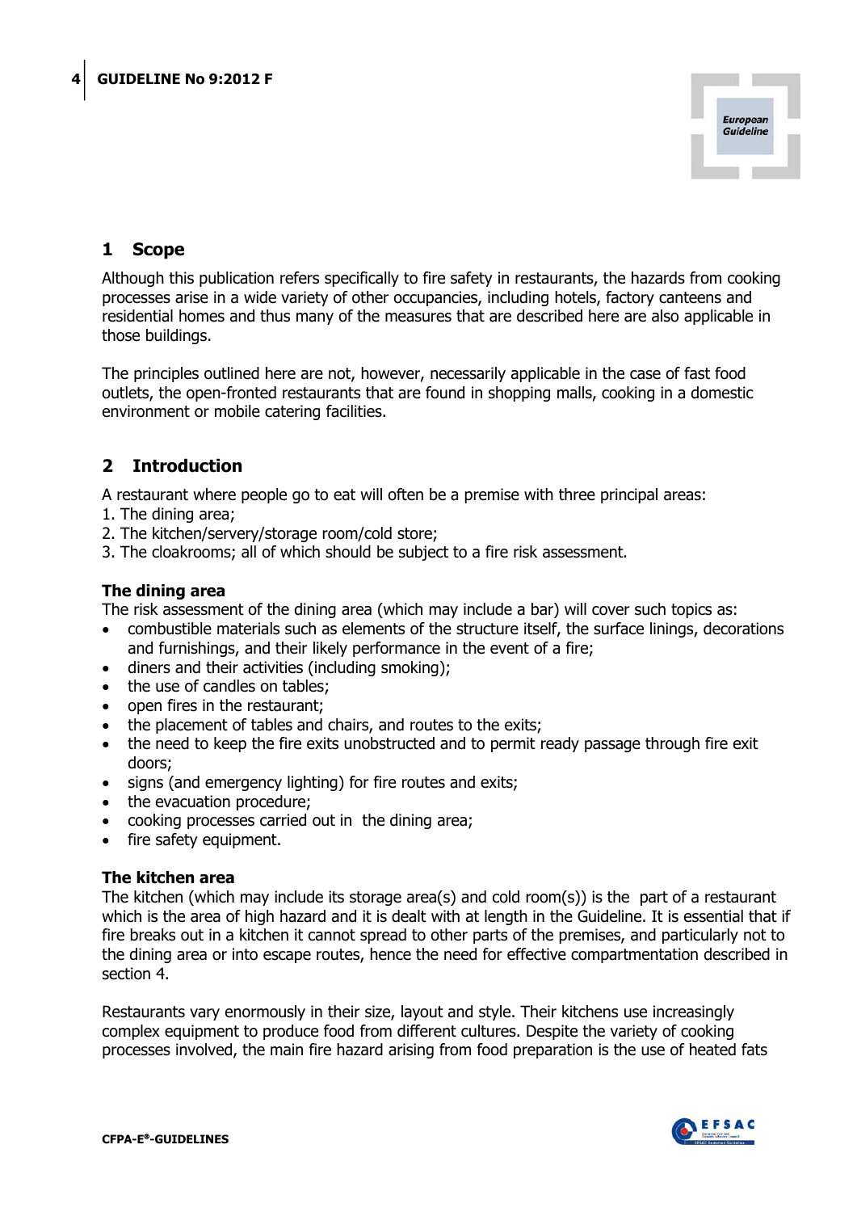## 1 Scope

Although this publication refers specifically to fire safety in restaurants, the hazards from cooking processes arise in a wide variety of other occupancies, including hotels, factory canteens and residential homes and thus many of the measures that are described here are also applicable in those buildings.

The principles outlined here are not, however, necessarily applicable in the case of fast food outlets, the open-fronted restaurants that are found in shopping malls, cooking in a domestic environment or mobile catering facilities.

## 2 Introduction

A restaurant where people go to eat will often be a premise with three principal areas:

1. The dining area;
2. The kitchen/servery/storage room/cold store;
3. The cloakrooms; all of which should be subject to a fire risk assessment.

### The dining area

The risk assessment of the dining area (which may include a bar) will cover such topics as:

- combustible materials such as elements of the structure itself, the surface linings, decorations and furnishings, and their likely performance in the event of a fire;
- diners and their activities (including smoking);
- the use of candles on tables;
- open fires in the restaurant;
- the placement of tables and chairs, and routes to the exits;
- the need to keep the fire exits unobstructed and to permit ready passage through fire exit doors;
- signs (and emergency lighting) for fire routes and exits;
- the evacuation procedure;
- cooking processes carried out in the dining area;
- fire safety equipment.

### The kitchen area

The kitchen (which may include its storage area(s) and cold room(s)) is the part of a restaurant which is the area of high hazard and it is dealt with at length in the Guideline. It is essential that if fire breaks out in a kitchen it cannot spread to other parts of the premises, and particularly not to the dining area or into escape routes, hence the need for effective compartmentation described in section 4.

Restaurants vary enormously in their size, layout and style. Their kitchens use increasingly complex equipment to produce food from different cultures. Despite the variety of cooking processes involved, the main fire hazard arising from food preparation is the use of heated fats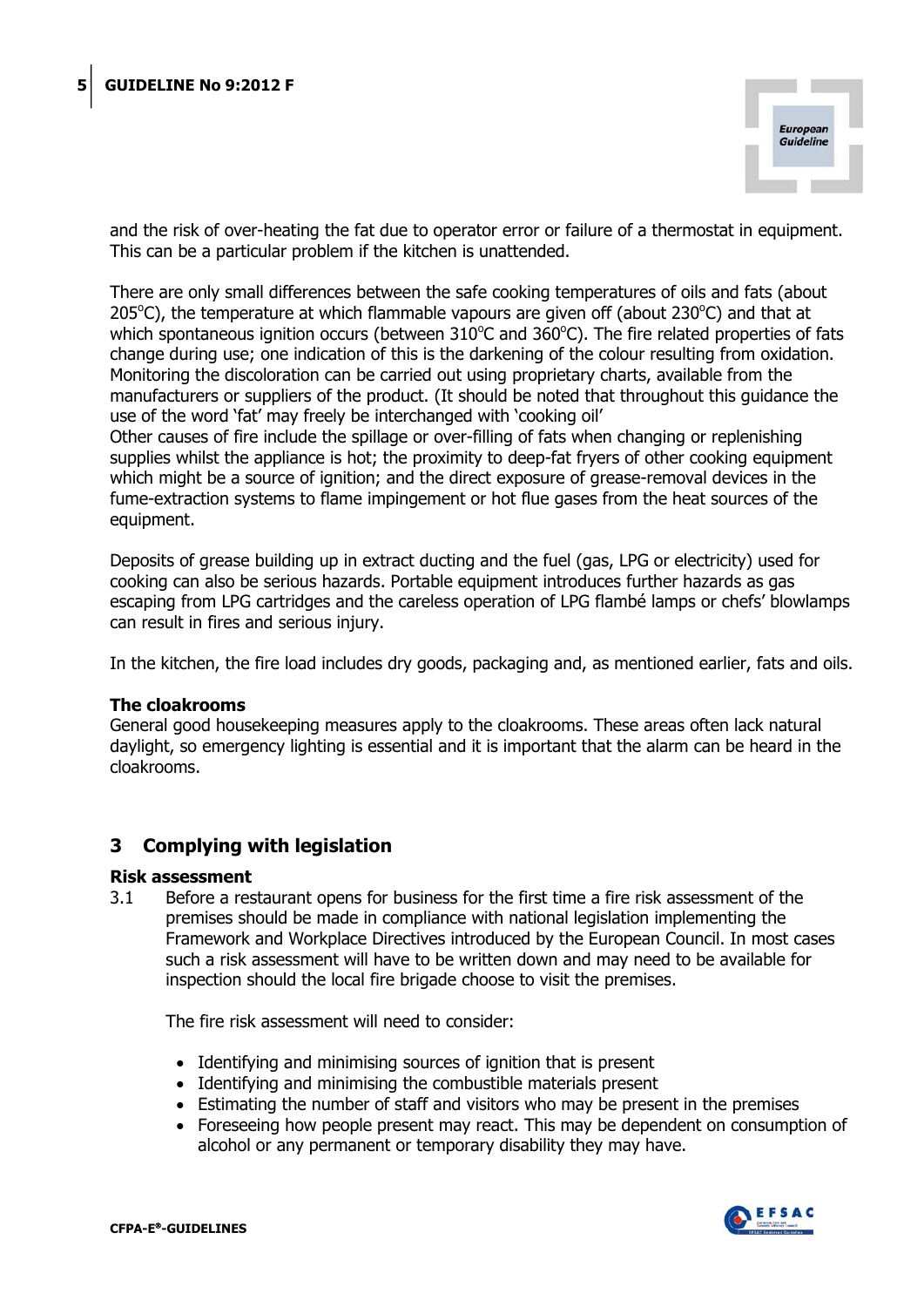and the risk of over-heating the fat due to operator error or failure of a thermostat in equipment. This can be a particular problem if the kitchen is unattended.

There are only small differences between the safe cooking temperatures of oils and fats (about 205°C), the temperature at which flammable vapours are given off (about 230°C) and that at which spontaneous ignition occurs (between 310°C and 360°C). The fire related properties of fats change during use; one indication of this is the darkening of the colour resulting from oxidation. Monitoring the discoloration can be carried out using proprietary charts, available from the manufacturers or suppliers of the product. (It should be noted that throughout this guidance the use of the word 'fat' may freely be interchanged with 'cooking oil'
Other causes of fire include the spillage or over-filling of fats when changing or replenishing supplies whilst the appliance is hot; the proximity to deep-fat fryers of other cooking equipment which might be a source of ignition; and the direct exposure of grease-removal devices in the fume-extraction systems to flame impingement or hot flue gases from the heat sources of the equipment.

Deposits of grease building up in extract ducting and the fuel (gas, LPG or electricity) used for cooking can also be serious hazards. Portable equipment introduces further hazards as gas escaping from LPG cartridges and the careless operation of LPG flambé lamps or chefs' blowlamps can result in fires and serious injury.

In the kitchen, the fire load includes dry goods, packaging and, as mentioned earlier, fats and oils.

**The cloakrooms**
General good housekeeping measures apply to the cloakrooms. These areas often lack natural daylight, so emergency lighting is essential and it is important that the alarm can be heard in the cloakrooms.

## 3 Complying with legislation

**Risk assessment**

3.1 Before a restaurant opens for business for the first time a fire risk assessment of the premises should be made in compliance with national legislation implementing the Framework and Workplace Directives introduced by the European Council. In most cases such a risk assessment will have to be written down and may need to be available for inspection should the local fire brigade choose to visit the premises.

The fire risk assessment will need to consider:

- Identifying and minimising sources of ignition that is present
- Identifying and minimising the combustible materials present
- Estimating the number of staff and visitors who may be present in the premises
- Foreseeing how people present may react. This may be dependent on consumption of alcohol or any permanent or temporary disability they may have.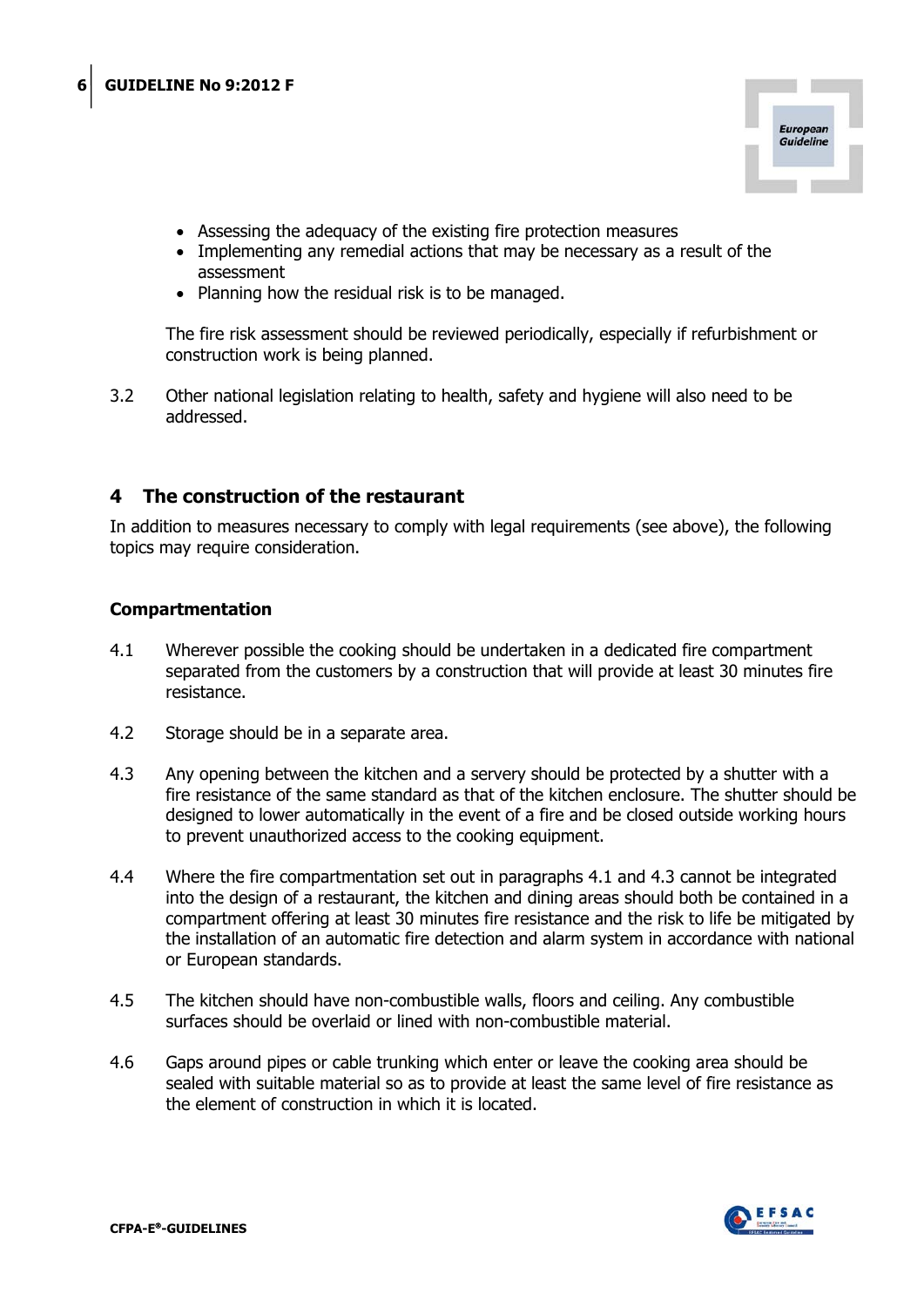- Assessing the adequacy of the existing fire protection measures
- Implementing any remedial actions that may be necessary as a result of the assessment
- Planning how the residual risk is to be managed.

The fire risk assessment should be reviewed periodically, especially if refurbishment or construction work is being planned.

3.2 Other national legislation relating to health, safety and hygiene will also need to be addressed.

## 4 The construction of the restaurant

In addition to measures necessary to comply with legal requirements (see above), the following topics may require consideration.

### Compartmentation

4.1 Wherever possible the cooking should be undertaken in a dedicated fire compartment separated from the customers by a construction that will provide at least 30 minutes fire resistance.

4.2 Storage should be in a separate area.

4.3 Any opening between the kitchen and a servery should be protected by a shutter with a fire resistance of the same standard as that of the kitchen enclosure. The shutter should be designed to lower automatically in the event of a fire and be closed outside working hours to prevent unauthorized access to the cooking equipment.

4.4 Where the fire compartmentation set out in paragraphs 4.1 and 4.3 cannot be integrated into the design of a restaurant, the kitchen and dining areas should both be contained in a compartment offering at least 30 minutes fire resistance and the risk to life be mitigated by the installation of an automatic fire detection and alarm system in accordance with national or European standards.

4.5 The kitchen should have non-combustible walls, floors and ceiling. Any combustible surfaces should be overlaid or lined with non-combustible material.

4.6 Gaps around pipes or cable trunking which enter or leave the cooking area should be sealed with suitable material so as to provide at least the same level of fire resistance as the element of construction in which it is located.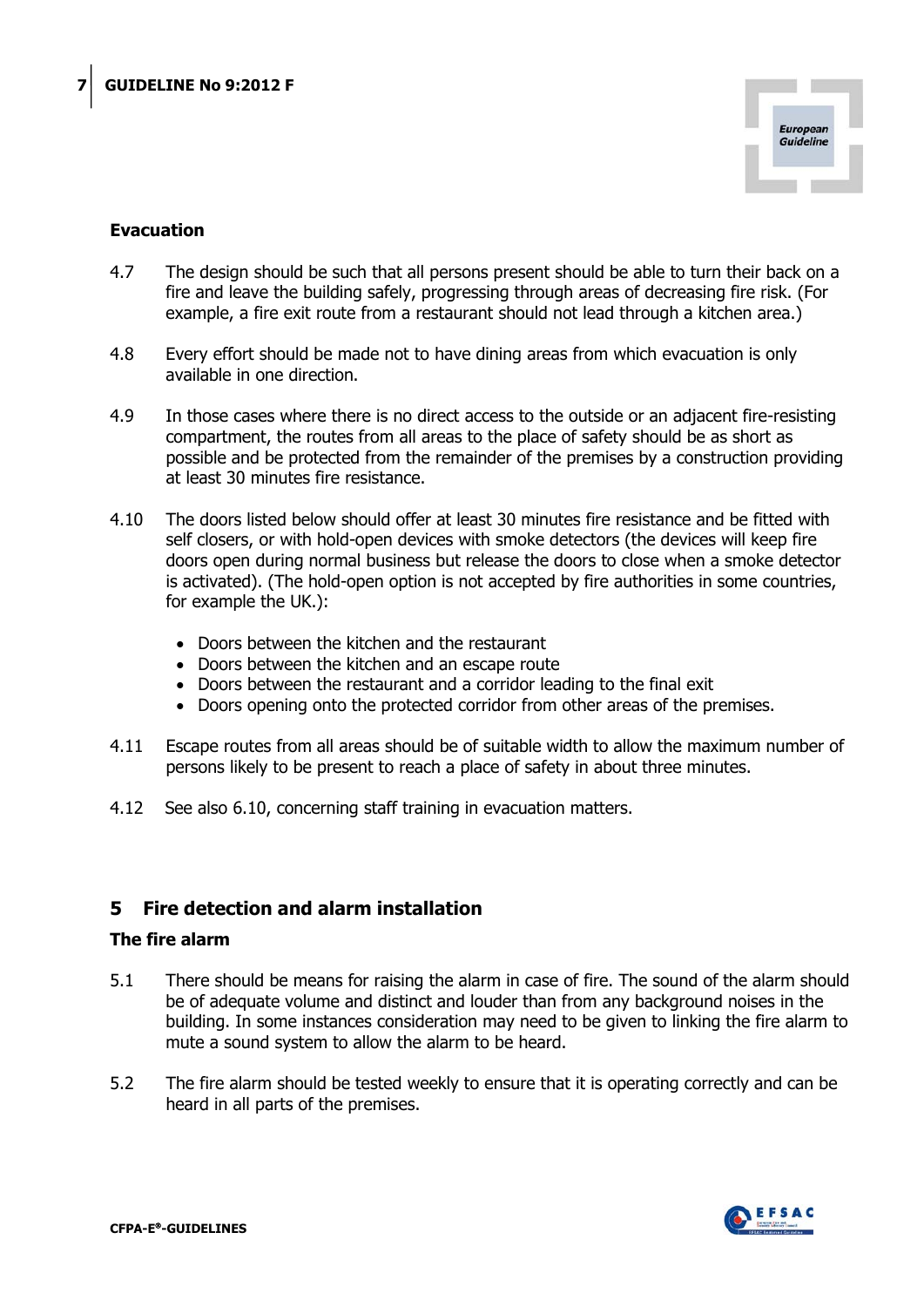### Evacuation

4.7 The design should be such that all persons present should be able to turn their back on a fire and leave the building safely, progressing through areas of decreasing fire risk. (For example, a fire exit route from a restaurant should not lead through a kitchen area.)

4.8 Every effort should be made not to have dining areas from which evacuation is only available in one direction.

4.9 In those cases where there is no direct access to the outside or an adjacent fire-resisting compartment, the routes from all areas to the place of safety should be as short as possible and be protected from the remainder of the premises by a construction providing at least 30 minutes fire resistance.

4.10 The doors listed below should offer at least 30 minutes fire resistance and be fitted with self closers, or with hold-open devices with smoke detectors (the devices will keep fire doors open during normal business but release the doors to close when a smoke detector is activated). (The hold-open option is not accepted by fire authorities in some countries, for example the UK.):

- Doors between the kitchen and the restaurant
- Doors between the kitchen and an escape route
- Doors between the restaurant and a corridor leading to the final exit
- Doors opening onto the protected corridor from other areas of the premises.

4.11 Escape routes from all areas should be of suitable width to allow the maximum number of persons likely to be present to reach a place of safety in about three minutes.

4.12 See also 6.10, concerning staff training in evacuation matters.

## 5 Fire detection and alarm installation

### The fire alarm

5.1 There should be means for raising the alarm in case of fire. The sound of the alarm should be of adequate volume and distinct and louder than from any background noises in the building. In some instances consideration may need to be given to linking the fire alarm to mute a sound system to allow the alarm to be heard.

5.2 The fire alarm should be tested weekly to ensure that it is operating correctly and can be heard in all parts of the premises.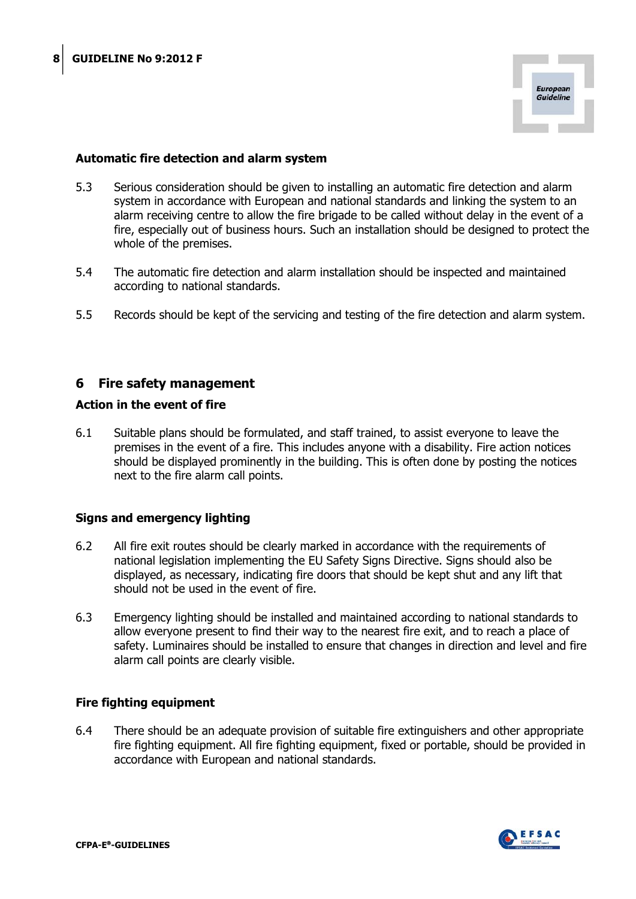### Automatic fire detection and alarm system

5.3 Serious consideration should be given to installing an automatic fire detection and alarm system in accordance with European and national standards and linking the system to an alarm receiving centre to allow the fire brigade to be called without delay in the event of a fire, especially out of business hours. Such an installation should be designed to protect the whole of the premises.

5.4 The automatic fire detection and alarm installation should be inspected and maintained according to national standards.

5.5 Records should be kept of the servicing and testing of the fire detection and alarm system.

## 6 Fire safety management

### Action in the event of fire

6.1 Suitable plans should be formulated, and staff trained, to assist everyone to leave the premises in the event of a fire. This includes anyone with a disability. Fire action notices should be displayed prominently in the building. This is often done by posting the notices next to the fire alarm call points.

### Signs and emergency lighting

6.2 All fire exit routes should be clearly marked in accordance with the requirements of national legislation implementing the EU Safety Signs Directive. Signs should also be displayed, as necessary, indicating fire doors that should be kept shut and any lift that should not be used in the event of fire.

6.3 Emergency lighting should be installed and maintained according to national standards to allow everyone present to find their way to the nearest fire exit, and to reach a place of safety. Luminaires should be installed to ensure that changes in direction and level and fire alarm call points are clearly visible.

### Fire fighting equipment

6.4 There should be an adequate provision of suitable fire extinguishers and other appropriate fire fighting equipment. All fire fighting equipment, fixed or portable, should be provided in accordance with European and national standards.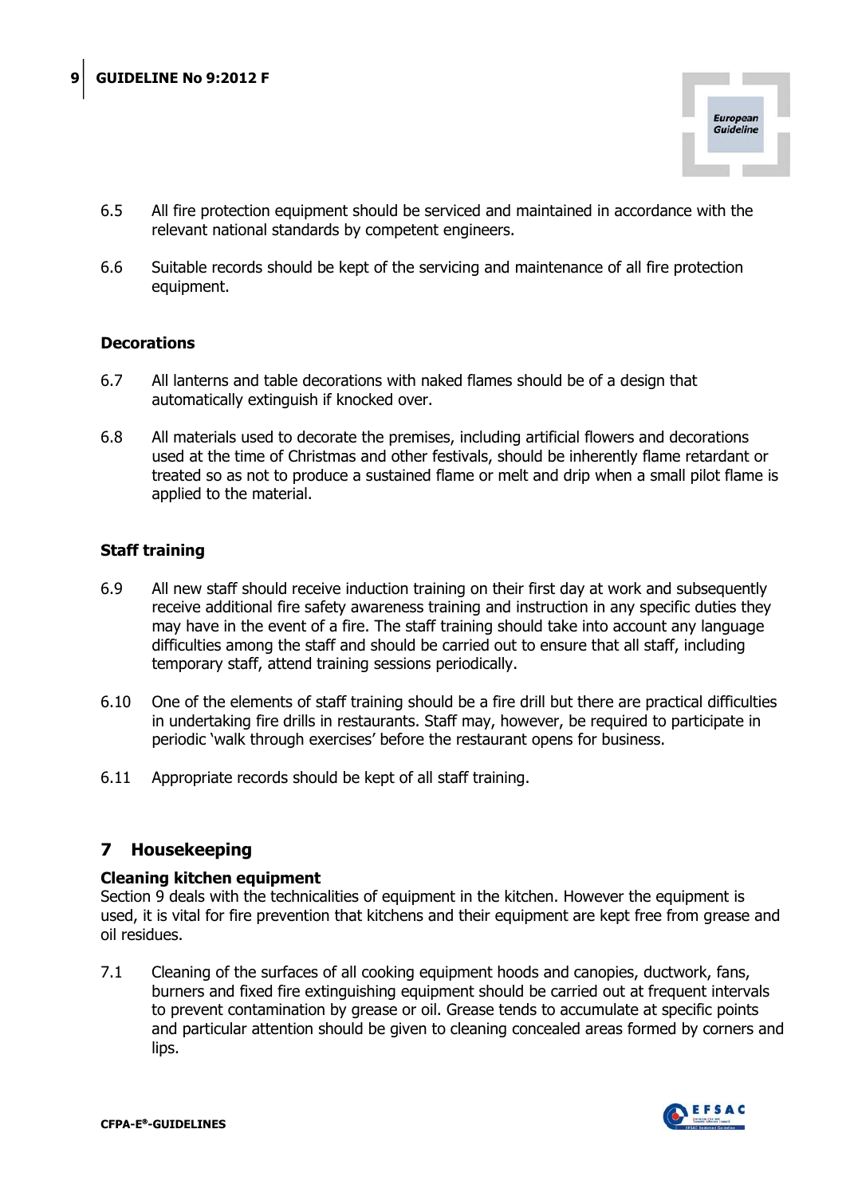6.5 All fire protection equipment should be serviced and maintained in accordance with the relevant national standards by competent engineers.

6.6 Suitable records should be kept of the servicing and maintenance of all fire protection equipment.

### Decorations

6.7 All lanterns and table decorations with naked flames should be of a design that automatically extinguish if knocked over.

6.8 All materials used to decorate the premises, including artificial flowers and decorations used at the time of Christmas and other festivals, should be inherently flame retardant or treated so as not to produce a sustained flame or melt and drip when a small pilot flame is applied to the material.

### Staff training

6.9 All new staff should receive induction training on their first day at work and subsequently receive additional fire safety awareness training and instruction in any specific duties they may have in the event of a fire. The staff training should take into account any language difficulties among the staff and should be carried out to ensure that all staff, including temporary staff, attend training sessions periodically.

6.10 One of the elements of staff training should be a fire drill but there are practical difficulties in undertaking fire drills in restaurants. Staff may, however, be required to participate in periodic 'walk through exercises' before the restaurant opens for business.

6.11 Appropriate records should be kept of all staff training.

## 7 Housekeeping

### Cleaning kitchen equipment

Section 9 deals with the technicalities of equipment in the kitchen. However the equipment is used, it is vital for fire prevention that kitchens and their equipment are kept free from grease and oil residues.

7.1 Cleaning of the surfaces of all cooking equipment hoods and canopies, ductwork, fans, burners and fixed fire extinguishing equipment should be carried out at frequent intervals to prevent contamination by grease or oil. Grease tends to accumulate at specific points and particular attention should be given to cleaning concealed areas formed by corners and lips.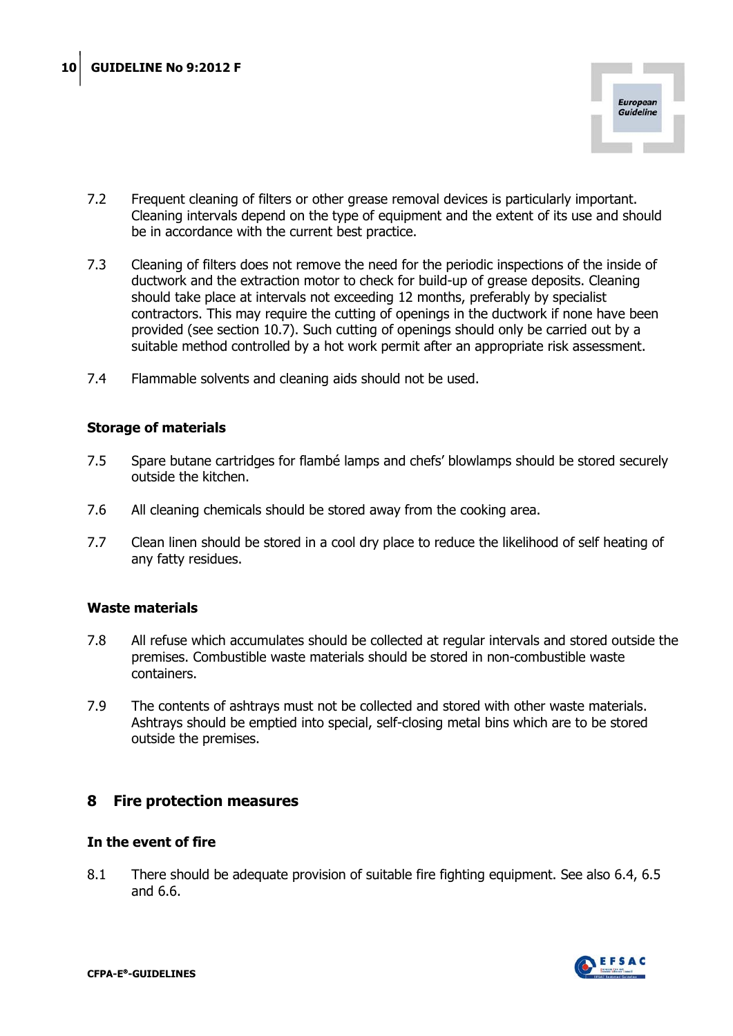7.2 Frequent cleaning of filters or other grease removal devices is particularly important. Cleaning intervals depend on the type of equipment and the extent of its use and should be in accordance with the current best practice.

7.3 Cleaning of filters does not remove the need for the periodic inspections of the inside of ductwork and the extraction motor to check for build-up of grease deposits. Cleaning should take place at intervals not exceeding 12 months, preferably by specialist contractors. This may require the cutting of openings in the ductwork if none have been provided (see section 10.7). Such cutting of openings should only be carried out by a suitable method controlled by a hot work permit after an appropriate risk assessment.

7.4 Flammable solvents and cleaning aids should not be used.

**Storage of materials**

7.5 Spare butane cartridges for flambé lamps and chefs' blowlamps should be stored securely outside the kitchen.

7.6 All cleaning chemicals should be stored away from the cooking area.

7.7 Clean linen should be stored in a cool dry place to reduce the likelihood of self heating of any fatty residues.

**Waste materials**

7.8 All refuse which accumulates should be collected at regular intervals and stored outside the premises. Combustible waste materials should be stored in non-combustible waste containers.

7.9 The contents of ashtrays must not be collected and stored with other waste materials. Ashtrays should be emptied into special, self-closing metal bins which are to be stored outside the premises.

## 8 Fire protection measures

**In the event of fire**

8.1 There should be adequate provision of suitable fire fighting equipment. See also 6.4, 6.5 and 6.6.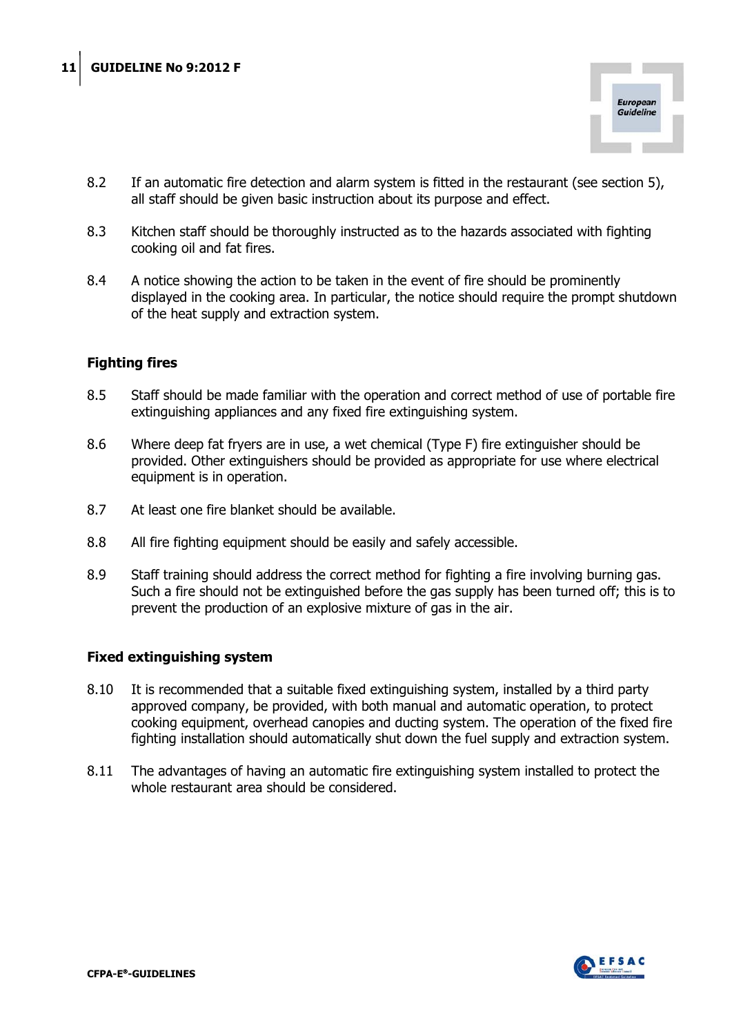8.2 If an automatic fire detection and alarm system is fitted in the restaurant (see section 5), all staff should be given basic instruction about its purpose and effect.

8.3 Kitchen staff should be thoroughly instructed as to the hazards associated with fighting cooking oil and fat fires.

8.4 A notice showing the action to be taken in the event of fire should be prominently displayed in the cooking area. In particular, the notice should require the prompt shutdown of the heat supply and extraction system.

### Fighting fires

8.5 Staff should be made familiar with the operation and correct method of use of portable fire extinguishing appliances and any fixed fire extinguishing system.

8.6 Where deep fat fryers are in use, a wet chemical (Type F) fire extinguisher should be provided. Other extinguishers should be provided as appropriate for use where electrical equipment is in operation.

8.7 At least one fire blanket should be available.

8.8 All fire fighting equipment should be easily and safely accessible.

8.9 Staff training should address the correct method for fighting a fire involving burning gas. Such a fire should not be extinguished before the gas supply has been turned off; this is to prevent the production of an explosive mixture of gas in the air.

### Fixed extinguishing system

8.10 It is recommended that a suitable fixed extinguishing system, installed by a third party approved company, be provided, with both manual and automatic operation, to protect cooking equipment, overhead canopies and ducting system. The operation of the fixed fire fighting installation should automatically shut down the fuel supply and extraction system.

8.11 The advantages of having an automatic fire extinguishing system installed to protect the whole restaurant area should be considered.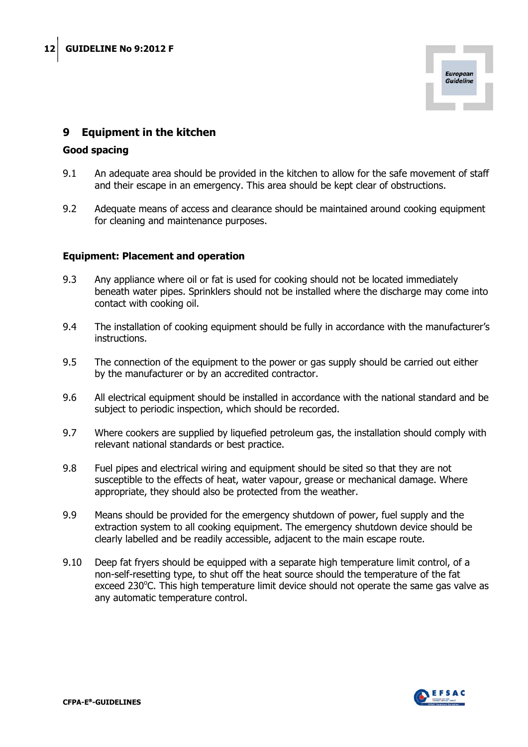## 9 Equipment in the kitchen

### Good spacing

9.1 An adequate area should be provided in the kitchen to allow for the safe movement of staff and their escape in an emergency. This area should be kept clear of obstructions.

9.2 Adequate means of access and clearance should be maintained around cooking equipment for cleaning and maintenance purposes.

### Equipment: Placement and operation

9.3 Any appliance where oil or fat is used for cooking should not be located immediately beneath water pipes. Sprinklers should not be installed where the discharge may come into contact with cooking oil.

9.4 The installation of cooking equipment should be fully in accordance with the manufacturer's instructions.

9.5 The connection of the equipment to the power or gas supply should be carried out either by the manufacturer or by an accredited contractor.

9.6 All electrical equipment should be installed in accordance with the national standard and be subject to periodic inspection, which should be recorded.

9.7 Where cookers are supplied by liquefied petroleum gas, the installation should comply with relevant national standards or best practice.

9.8 Fuel pipes and electrical wiring and equipment should be sited so that they are not susceptible to the effects of heat, water vapour, grease or mechanical damage. Where appropriate, they should also be protected from the weather.

9.9 Means should be provided for the emergency shutdown of power, fuel supply and the extraction system to all cooking equipment. The emergency shutdown device should be clearly labelled and be readily accessible, adjacent to the main escape route.

9.10 Deep fat fryers should be equipped with a separate high temperature limit control, of a non-self-resetting type, to shut off the heat source should the temperature of the fat exceed 230°C. This high temperature limit device should not operate the same gas valve as any automatic temperature control.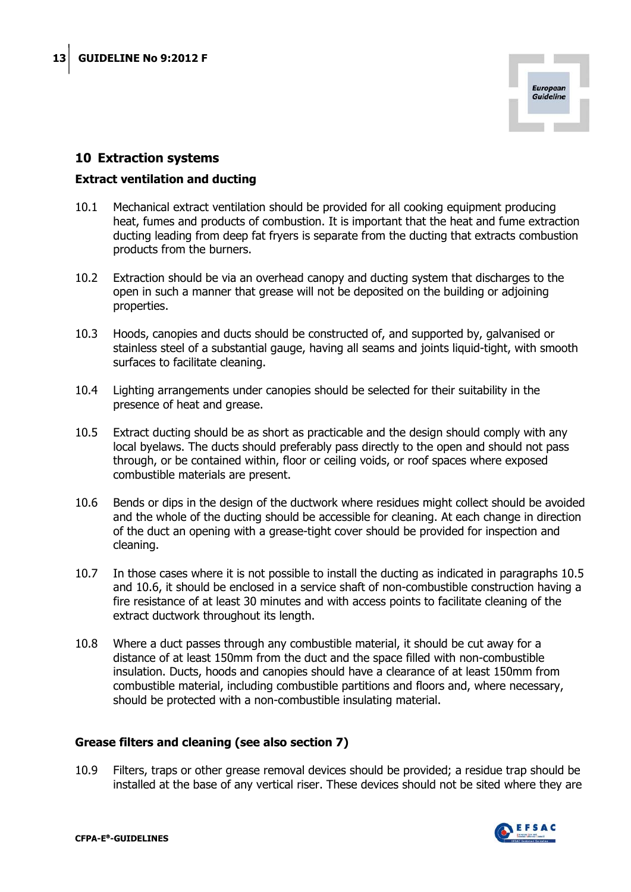## 10 Extraction systems

### Extract ventilation and ducting

10.1 Mechanical extract ventilation should be provided for all cooking equipment producing heat, fumes and products of combustion. It is important that the heat and fume extraction ducting leading from deep fat fryers is separate from the ducting that extracts combustion products from the burners.

10.2 Extraction should be via an overhead canopy and ducting system that discharges to the open in such a manner that grease will not be deposited on the building or adjoining properties.

10.3 Hoods, canopies and ducts should be constructed of, and supported by, galvanised or stainless steel of a substantial gauge, having all seams and joints liquid-tight, with smooth surfaces to facilitate cleaning.

10.4 Lighting arrangements under canopies should be selected for their suitability in the presence of heat and grease.

10.5 Extract ducting should be as short as practicable and the design should comply with any local byelaws. The ducts should preferably pass directly to the open and should not pass through, or be contained within, floor or ceiling voids, or roof spaces where exposed combustible materials are present.

10.6 Bends or dips in the design of the ductwork where residues might collect should be avoided and the whole of the ducting should be accessible for cleaning. At each change in direction of the duct an opening with a grease-tight cover should be provided for inspection and cleaning.

10.7 In those cases where it is not possible to install the ducting as indicated in paragraphs 10.5 and 10.6, it should be enclosed in a service shaft of non-combustible construction having a fire resistance of at least 30 minutes and with access points to facilitate cleaning of the extract ductwork throughout its length.

10.8 Where a duct passes through any combustible material, it should be cut away for a distance of at least 150mm from the duct and the space filled with non-combustible insulation. Ducts, hoods and canopies should have a clearance of at least 150mm from combustible material, including combustible partitions and floors and, where necessary, should be protected with a non-combustible insulating material.

### Grease filters and cleaning (see also section 7)

10.9 Filters, traps or other grease removal devices should be provided; a residue trap should be installed at the base of any vertical riser. These devices should not be sited where they are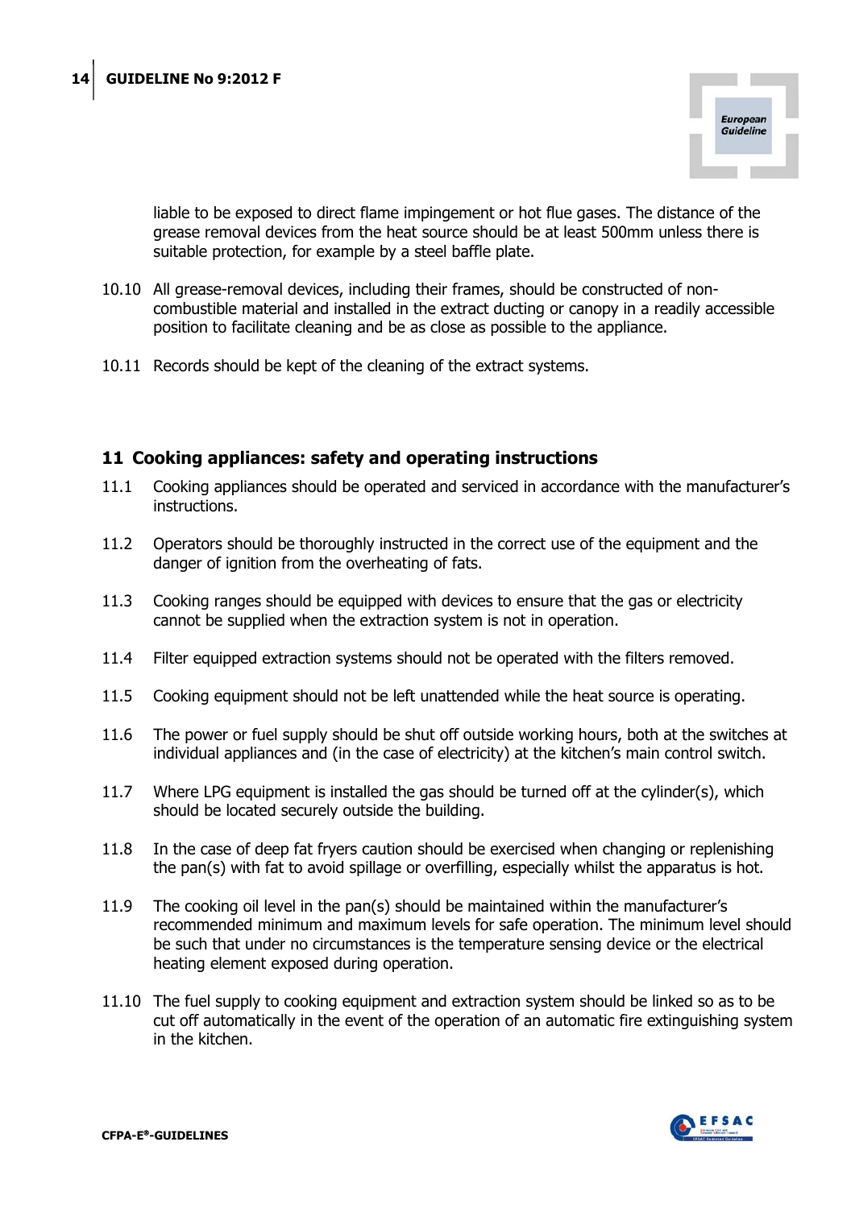liable to be exposed to direct flame impingement or hot flue gases. The distance of the grease removal devices from the heat source should be at least 500mm unless there is suitable protection, for example by a steel baffle plate.

10.10 All grease-removal devices, including their frames, should be constructed of non-combustible material and installed in the extract ducting or canopy in a readily accessible position to facilitate cleaning and be as close as possible to the appliance.

10.11 Records should be kept of the cleaning of the extract systems.

## 11 Cooking appliances: safety and operating instructions

11.1 Cooking appliances should be operated and serviced in accordance with the manufacturer's instructions.

11.2 Operators should be thoroughly instructed in the correct use of the equipment and the danger of ignition from the overheating of fats.

11.3 Cooking ranges should be equipped with devices to ensure that the gas or electricity cannot be supplied when the extraction system is not in operation.

11.4 Filter equipped extraction systems should not be operated with the filters removed.

11.5 Cooking equipment should not be left unattended while the heat source is operating.

11.6 The power or fuel supply should be shut off outside working hours, both at the switches at individual appliances and (in the case of electricity) at the kitchen's main control switch.

11.7 Where LPG equipment is installed the gas should be turned off at the cylinder(s), which should be located securely outside the building.

11.8 In the case of deep fat fryers caution should be exercised when changing or replenishing the pan(s) with fat to avoid spillage or overfilling, especially whilst the apparatus is hot.

11.9 The cooking oil level in the pan(s) should be maintained within the manufacturer's recommended minimum and maximum levels for safe operation. The minimum level should be such that under no circumstances is the temperature sensing device or the electrical heating element exposed during operation.

11.10 The fuel supply to cooking equipment and extraction system should be linked so as to be cut off automatically in the event of the operation of an automatic fire extinguishing system in the kitchen.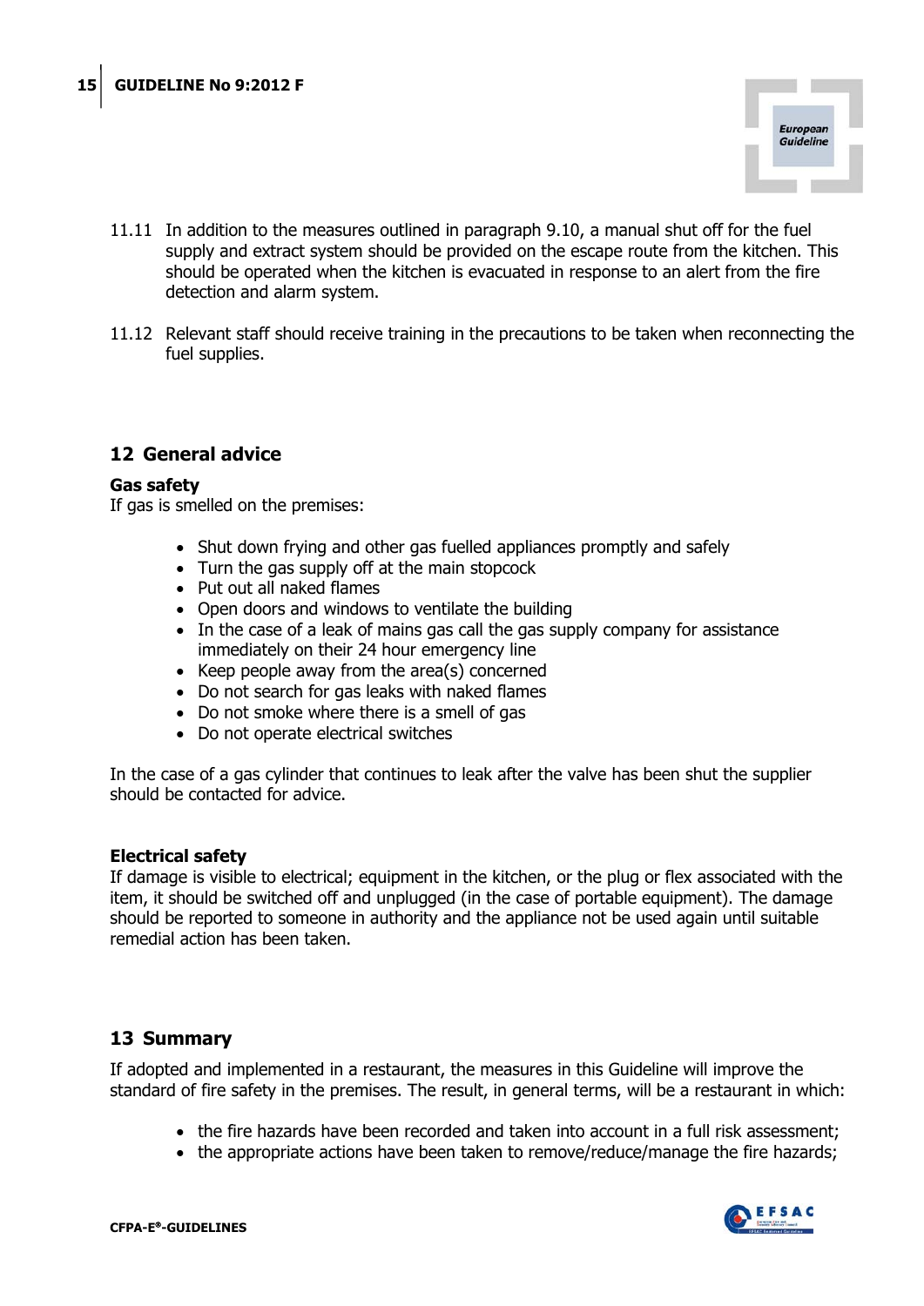11.11 In addition to the measures outlined in paragraph 9.10, a manual shut off for the fuel supply and extract system should be provided on the escape route from the kitchen. This should be operated when the kitchen is evacuated in response to an alert from the fire detection and alarm system.

11.12 Relevant staff should receive training in the precautions to be taken when reconnecting the fuel supplies.

## 12 General advice

**Gas safety**

If gas is smelled on the premises:

- Shut down frying and other gas fuelled appliances promptly and safely
- Turn the gas supply off at the main stopcock
- Put out all naked flames
- Open doors and windows to ventilate the building
- In the case of a leak of mains gas call the gas supply company for assistance immediately on their 24 hour emergency line
- Keep people away from the area(s) concerned
- Do not search for gas leaks with naked flames
- Do not smoke where there is a smell of gas
- Do not operate electrical switches

In the case of a gas cylinder that continues to leak after the valve has been shut the supplier should be contacted for advice.

**Electrical safety**

If damage is visible to electrical; equipment in the kitchen, or the plug or flex associated with the item, it should be switched off and unplugged (in the case of portable equipment). The damage should be reported to someone in authority and the appliance not be used again until suitable remedial action has been taken.

## 13 Summary

If adopted and implemented in a restaurant, the measures in this Guideline will improve the standard of fire safety in the premises. The result, in general terms, will be a restaurant in which:

- the fire hazards have been recorded and taken into account in a full risk assessment;
- the appropriate actions have been taken to remove/reduce/manage the fire hazards;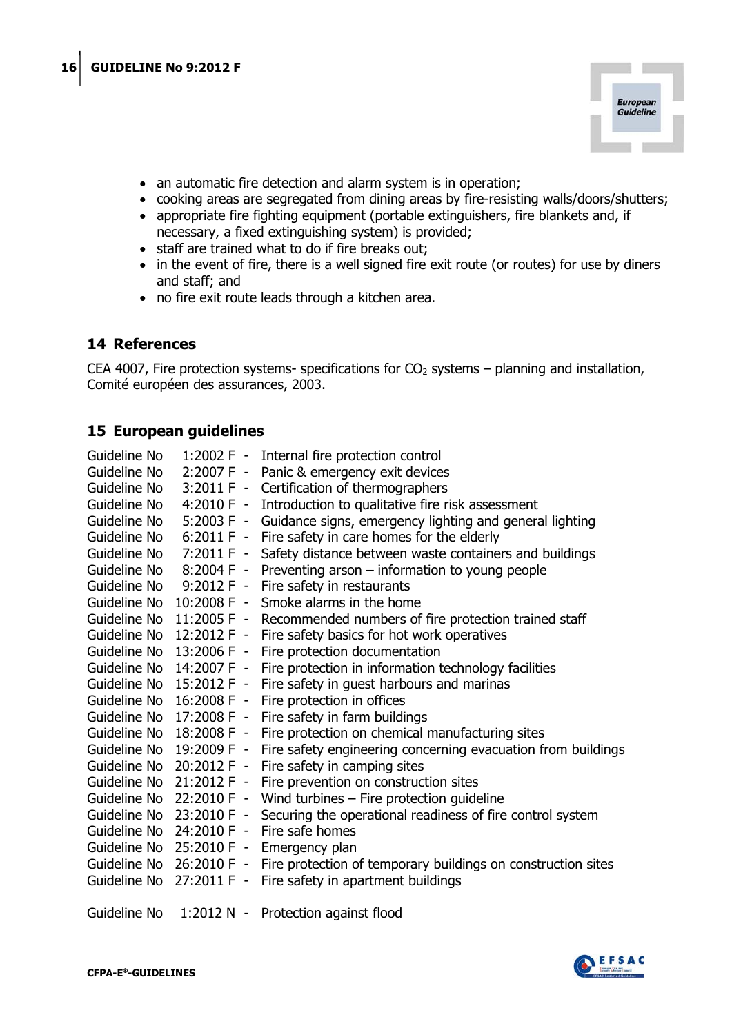- an automatic fire detection and alarm system is in operation;
- cooking areas are segregated from dining areas by fire-resisting walls/doors/shutters;
- appropriate fire fighting equipment (portable extinguishers, fire blankets and, if necessary, a fixed extinguishing system) is provided;
- staff are trained what to do if fire breaks out;
- in the event of fire, there is a well signed fire exit route (or routes) for use by diners and staff; and
- no fire exit route leads through a kitchen area.

## 14 References

CEA 4007, Fire protection systems- specifications for $CO_2$ systems – planning and installation, Comité européen des assurances, 2003.

## 15 European guidelines

Guideline No 1:2002 F - Internal fire protection control
Guideline No 2:2007 F - Panic & emergency exit devices
Guideline No 3:2011 F - Certification of thermographers
Guideline No 4:2010 F - Introduction to qualitative fire risk assessment
Guideline No 5:2003 F - Guidance signs, emergency lighting and general lighting
Guideline No 6:2011 F - Fire safety in care homes for the elderly
Guideline No 7:2011 F - Safety distance between waste containers and buildings
Guideline No 8:2004 F - Preventing arson – information to young people
Guideline No 9:2012 F - Fire safety in restaurants
Guideline No 10:2008 F - Smoke alarms in the home
Guideline No 11:2005 F - Recommended numbers of fire protection trained staff
Guideline No 12:2012 F - Fire safety basics for hot work operatives
Guideline No 13:2006 F - Fire protection documentation
Guideline No 14:2007 F - Fire protection in information technology facilities
Guideline No 15:2012 F - Fire safety in guest harbours and marinas
Guideline No 16:2008 F - Fire protection in offices
Guideline No 17:2008 F - Fire safety in farm buildings
Guideline No 18:2008 F - Fire protection on chemical manufacturing sites
Guideline No 19:2009 F - Fire safety engineering concerning evacuation from buildings
Guideline No 20:2012 F - Fire safety in camping sites
Guideline No 21:2012 F - Fire prevention on construction sites
Guideline No 22:2010 F - Wind turbines – Fire protection guideline
Guideline No 23:2010 F - Securing the operational readiness of fire control system
Guideline No 24:2010 F - Fire safe homes
Guideline No 25:2010 F - Emergency plan
Guideline No 26:2010 F - Fire protection of temporary buildings on construction sites
Guideline No 27:2011 F - Fire safety in apartment buildings

Guideline No 1:2012 N - Protection against flood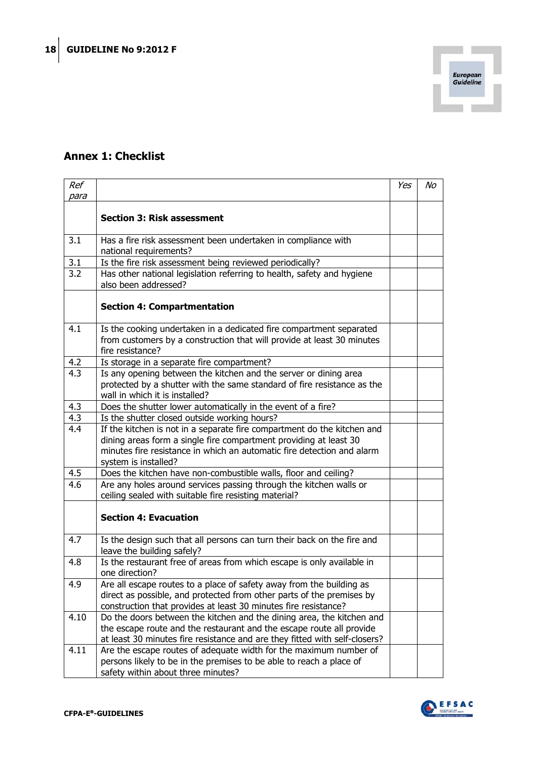## Annex 1: Checklist

| *Ref para* | | *Yes* | *No* |
|---|---|---|---|
| | **Section 3: Risk assessment** | | |
| 3.1 | Has a fire risk assessment been undertaken in compliance with national requirements? | | |
| 3.1 | Is the fire risk assessment being reviewed periodically? | | |
| 3.2 | Has other national legislation referring to health, safety and hygiene also been addressed? | | |
| | **Section 4: Compartmentation** | | |
| 4.1 | Is the cooking undertaken in a dedicated fire compartment separated from customers by a construction that will provide at least 30 minutes fire resistance? | | |
| 4.2 | Is storage in a separate fire compartment? | | |
| 4.3 | Is any opening between the kitchen and the server or dining area protected by a shutter with the same standard of fire resistance as the wall in which it is installed? | | |
| 4.3 | Does the shutter lower automatically in the event of a fire? | | |
| 4.3 | Is the shutter closed outside working hours? | | |
| 4.4 | If the kitchen is not in a separate fire compartment do the kitchen and dining areas form a single fire compartment providing at least 30 minutes fire resistance in which an automatic fire detection and alarm system is installed? | | |
| 4.5 | Does the kitchen have non-combustible walls, floor and ceiling? | | |
| 4.6 | Are any holes around services passing through the kitchen walls or ceiling sealed with suitable fire resisting material? | | |
| | **Section 4: Evacuation** | | |
| 4.7 | Is the design such that all persons can turn their back on the fire and leave the building safely? | | |
| 4.8 | Is the restaurant free of areas from which escape is only available in one direction? | | |
| 4.9 | Are all escape routes to a place of safety away from the building as direct as possible, and protected from other parts of the premises by construction that provides at least 30 minutes fire resistance? | | |
| 4.10 | Do the doors between the kitchen and the dining area, the kitchen and the escape route and the restaurant and the escape route all provide at least 30 minutes fire resistance and are they fitted with self-closers? | | |
| 4.11 | Are the escape routes of adequate width for the maximum number of persons likely to be in the premises to be able to reach a place of safety within about three minutes? | | |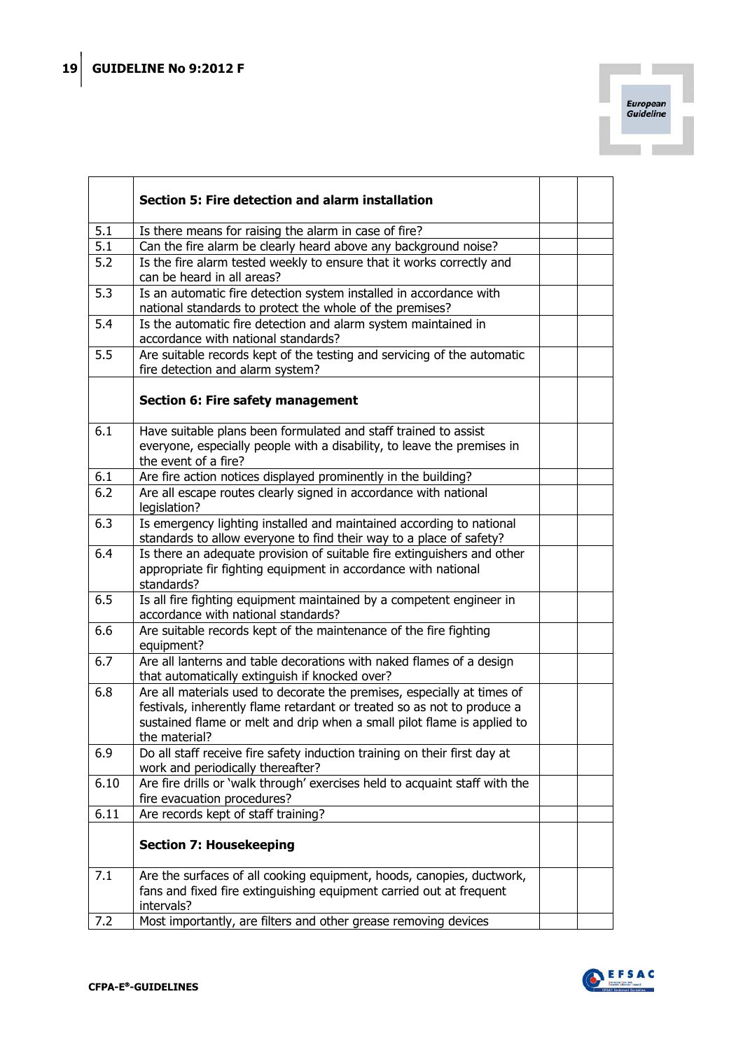| | Section 5: Fire detection and alarm installation | | |
|---|---|---|---|
| 5.1 | Is there means for raising the alarm in case of fire? | | |
| 5.1 | Can the fire alarm be clearly heard above any background noise? | | |
| 5.2 | Is the fire alarm tested weekly to ensure that it works correctly and can be heard in all areas? | | |
| 5.3 | Is an automatic fire detection system installed in accordance with national standards to protect the whole of the premises? | | |
| 5.4 | Is the automatic fire detection and alarm system maintained in accordance with national standards? | | |
| 5.5 | Are suitable records kept of the testing and servicing of the automatic fire detection and alarm system? | | |
| | **Section 6: Fire safety management** | | |
| 6.1 | Have suitable plans been formulated and staff trained to assist everyone, especially people with a disability, to leave the premises in the event of a fire? | | |
| 6.1 | Are fire action notices displayed prominently in the building? | | |
| 6.2 | Are all escape routes clearly signed in accordance with national legislation? | | |
| 6.3 | Is emergency lighting installed and maintained according to national standards to allow everyone to find their way to a place of safety? | | |
| 6.4 | Is there an adequate provision of suitable fire extinguishers and other appropriate fir fighting equipment in accordance with national standards? | | |
| 6.5 | Is all fire fighting equipment maintained by a competent engineer in accordance with national standards? | | |
| 6.6 | Are suitable records kept of the maintenance of the fire fighting equipment? | | |
| 6.7 | Are all lanterns and table decorations with naked flames of a design that automatically extinguish if knocked over? | | |
| 6.8 | Are all materials used to decorate the premises, especially at times of festivals, inherently flame retardant or treated so as not to produce a sustained flame or melt and drip when a small pilot flame is applied to the material? | | |
| 6.9 | Do all staff receive fire safety induction training on their first day at work and periodically thereafter? | | |
| 6.10 | Are fire drills or 'walk through' exercises held to acquaint staff with the fire evacuation procedures? | | |
| 6.11 | Are records kept of staff training? | | |
| | **Section 7: Housekeeping** | | |
| 7.1 | Are the surfaces of all cooking equipment, hoods, canopies, ductwork, fans and fixed fire extinguishing equipment carried out at frequent intervals? | | |
| 7.2 | Most importantly, are filters and other grease removing devices | | |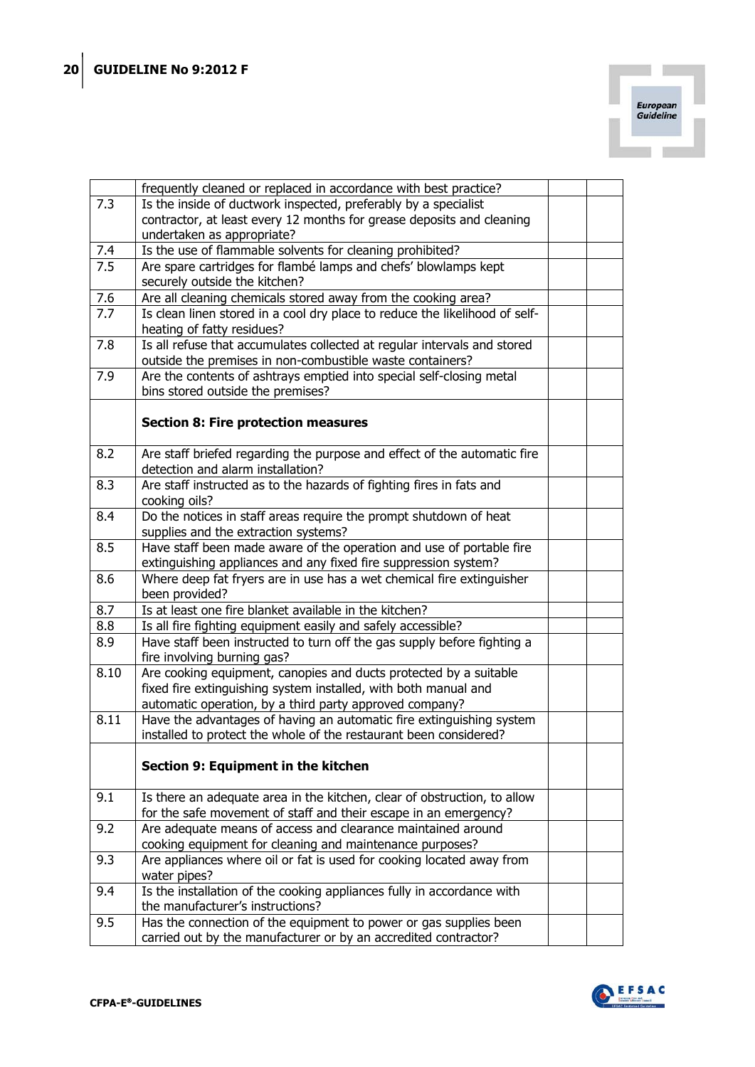| | | | |
|---|---|---|---|
| | frequently cleaned or replaced in accordance with best practice? | | |
| 7.3 | Is the inside of ductwork inspected, preferably by a specialist contractor, at least every 12 months for grease deposits and cleaning undertaken as appropriate? | | |
| 7.4 | Is the use of flammable solvents for cleaning prohibited? | | |
| 7.5 | Are spare cartridges for flambé lamps and chefs' blowlamps kept securely outside the kitchen? | | |
| 7.6 | Are all cleaning chemicals stored away from the cooking area? | | |
| 7.7 | Is clean linen stored in a cool dry place to reduce the likelihood of self-heating of fatty residues? | | |
| 7.8 | Is all refuse that accumulates collected at regular intervals and stored outside the premises in non-combustible waste containers? | | |
| 7.9 | Are the contents of ashtrays emptied into special self-closing metal bins stored outside the premises? | | |
| | **Section 8: Fire protection measures** | | |
| 8.2 | Are staff briefed regarding the purpose and effect of the automatic fire detection and alarm installation? | | |
| 8.3 | Are staff instructed as to the hazards of fighting fires in fats and cooking oils? | | |
| 8.4 | Do the notices in staff areas require the prompt shutdown of heat supplies and the extraction systems? | | |
| 8.5 | Have staff been made aware of the operation and use of portable fire extinguishing appliances and any fixed fire suppression system? | | |
| 8.6 | Where deep fat fryers are in use has a wet chemical fire extinguisher been provided? | | |
| 8.7 | Is at least one fire blanket available in the kitchen? | | |
| 8.8 | Is all fire fighting equipment easily and safely accessible? | | |
| 8.9 | Have staff been instructed to turn off the gas supply before fighting a fire involving burning gas? | | |
| 8.10 | Are cooking equipment, canopies and ducts protected by a suitable fixed fire extinguishing system installed, with both manual and automatic operation, by a third party approved company? | | |
| 8.11 | Have the advantages of having an automatic fire extinguishing system installed to protect the whole of the restaurant been considered? | | |
| | **Section 9: Equipment in the kitchen** | | |
| 9.1 | Is there an adequate area in the kitchen, clear of obstruction, to allow for the safe movement of staff and their escape in an emergency? | | |
| 9.2 | Are adequate means of access and clearance maintained around cooking equipment for cleaning and maintenance purposes? | | |
| 9.3 | Are appliances where oil or fat is used for cooking located away from water pipes? | | |
| 9.4 | Is the installation of the cooking appliances fully in accordance with the manufacturer's instructions? | | |
| 9.5 | Has the connection of the equipment to power or gas supplies been carried out by the manufacturer or by an accredited contractor? | | |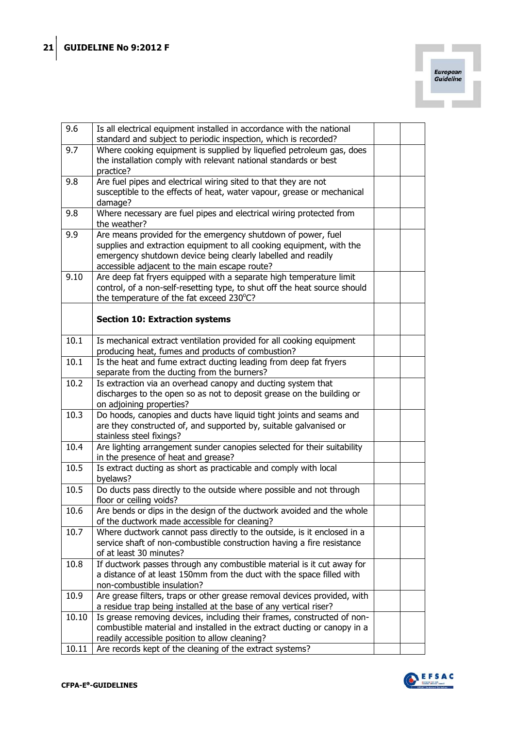| | | | |
|---|---|---|---|
| 9.6 | Is all electrical equipment installed in accordance with the national standard and subject to periodic inspection, which is recorded? | | |
| 9.7 | Where cooking equipment is supplied by liquefied petroleum gas, does the installation comply with relevant national standards or best practice? | | |
| 9.8 | Are fuel pipes and electrical wiring sited to that they are not susceptible to the effects of heat, water vapour, grease or mechanical damage? | | |
| 9.8 | Where necessary are fuel pipes and electrical wiring protected from the weather? | | |
| 9.9 | Are means provided for the emergency shutdown of power, fuel supplies and extraction equipment to all cooking equipment, with the emergency shutdown device being clearly labelled and readily accessible adjacent to the main escape route? | | |
| 9.10 | Are deep fat fryers equipped with a separate high temperature limit control, of a non-self-resetting type, to shut off the heat source should the temperature of the fat exceed 230°C? | | |
| | **Section 10: Extraction systems** | | |
| 10.1 | Is mechanical extract ventilation provided for all cooking equipment producing heat, fumes and products of combustion? | | |
| 10.1 | Is the heat and fume extract ducting leading from deep fat fryers separate from the ducting from the burners? | | |
| 10.2 | Is extraction via an overhead canopy and ducting system that discharges to the open so as not to deposit grease on the building or on adjoining properties? | | |
| 10.3 | Do hoods, canopies and ducts have liquid tight joints and seams and are they constructed of, and supported by, suitable galvanised or stainless steel fixings? | | |
| 10.4 | Are lighting arrangement sunder canopies selected for their suitability in the presence of heat and grease? | | |
| 10.5 | Is extract ducting as short as practicable and comply with local byelaws? | | |
| 10.5 | Do ducts pass directly to the outside where possible and not through floor or ceiling voids? | | |
| 10.6 | Are bends or dips in the design of the ductwork avoided and the whole of the ductwork made accessible for cleaning? | | |
| 10.7 | Where ductwork cannot pass directly to the outside, is it enclosed in a service shaft of non-combustible construction having a fire resistance of at least 30 minutes? | | |
| 10.8 | If ductwork passes through any combustible material is it cut away for a distance of at least 150mm from the duct with the space filled with non-combustible insulation? | | |
| 10.9 | Are grease filters, traps or other grease removal devices provided, with a residue trap being installed at the base of any vertical riser? | | |
| 10.10 | Is grease removing devices, including their frames, constructed of non-combustible material and installed in the extract ducting or canopy in a readily accessible position to allow cleaning? | | |
| 10.11 | Are records kept of the cleaning of the extract systems? | | |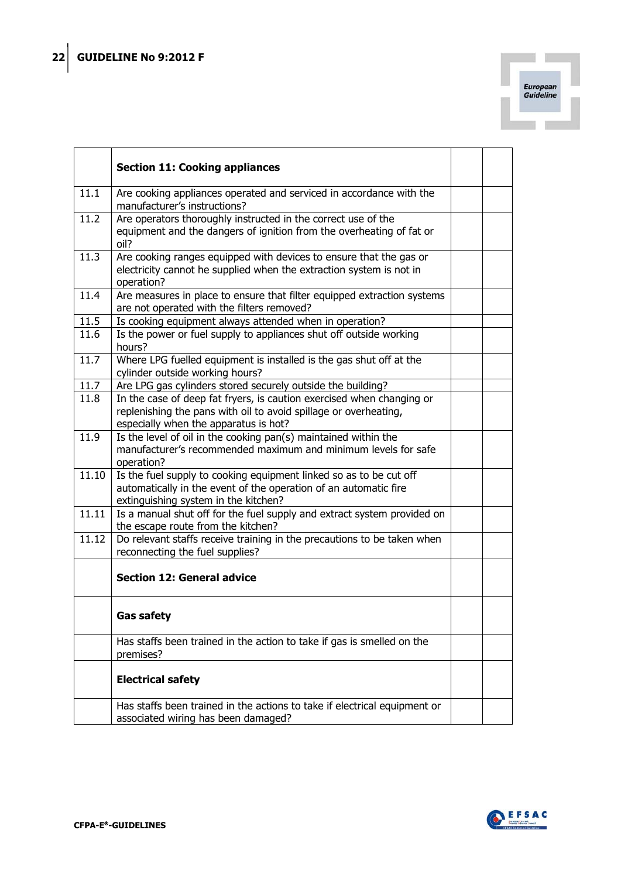| | | | |
|---|---|---|---|
| | **Section 11: Cooking appliances** | | |
| 11.1 | Are cooking appliances operated and serviced in accordance with the manufacturer's instructions? | | |
| 11.2 | Are operators thoroughly instructed in the correct use of the equipment and the dangers of ignition from the overheating of fat or oil? | | |
| 11.3 | Are cooking ranges equipped with devices to ensure that the gas or electricity cannot he supplied when the extraction system is not in operation? | | |
| 11.4 | Are measures in place to ensure that filter equipped extraction systems are not operated with the filters removed? | | |
| 11.5 | Is cooking equipment always attended when in operation? | | |
| 11.6 | Is the power or fuel supply to appliances shut off outside working hours? | | |
| 11.7 | Where LPG fuelled equipment is installed is the gas shut off at the cylinder outside working hours? | | |
| 11.7 | Are LPG gas cylinders stored securely outside the building? | | |
| 11.8 | In the case of deep fat fryers, is caution exercised when changing or replenishing the pans with oil to avoid spillage or overheating, especially when the apparatus is hot? | | |
| 11.9 | Is the level of oil in the cooking pan(s) maintained within the manufacturer's recommended maximum and minimum levels for safe operation? | | |
| 11.10 | Is the fuel supply to cooking equipment linked so as to be cut off automatically in the event of the operation of an automatic fire extinguishing system in the kitchen? | | |
| 11.11 | Is a manual shut off for the fuel supply and extract system provided on the escape route from the kitchen? | | |
| 11.12 | Do relevant staffs receive training in the precautions to be taken when reconnecting the fuel supplies? | | |
| | **Section 12: General advice** | | |
| | **Gas safety** | | |
| | Has staffs been trained in the action to take if gas is smelled on the premises? | | |
| | **Electrical safety** | | |
| | Has staffs been trained in the actions to take if electrical equipment or associated wiring has been damaged? | | |